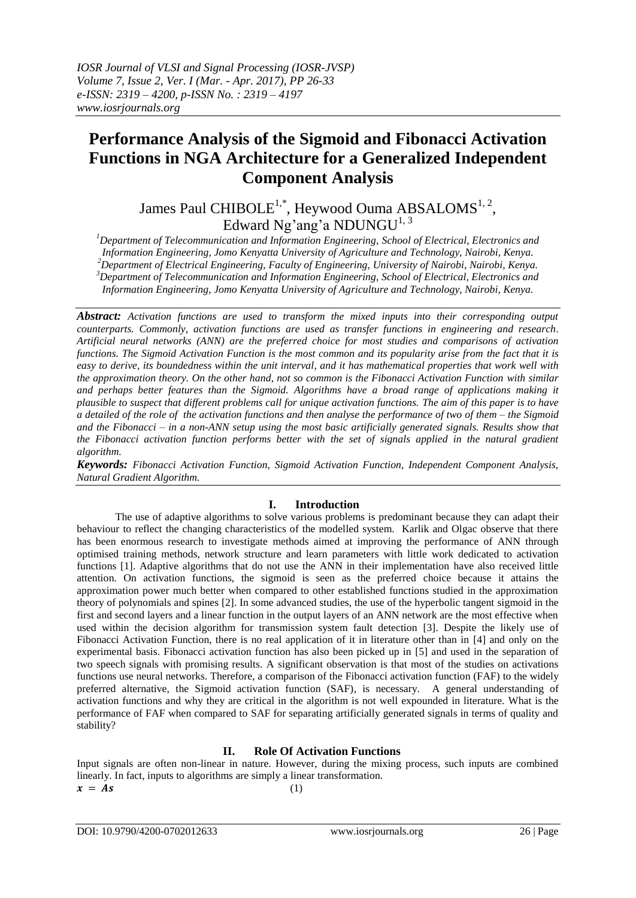# Performance Analysis of the Sigmoid and Fibonacci Activation Functions in NGA Architecture for a Generalized Independent Component Analysis

James Paul CHIBOLE[1,*], Heywood Ouma ABSALOMS[1, 2], Edward Ng'ang'a NDUNGU[1, 3]

[1]Department of Telecommunication and Information Engineering, School of Electrical, Electronics and Information Engineering, Jomo Kenyatta University of Agriculture and Technology, Nairobi, Kenya.
[2]Department of Electrical Engineering, Faculty of Engineering, University of Nairobi, Nairobi, Kenya.
[3]Department of Telecommunication and Information Engineering, School of Electrical, Electronics and Information Engineering, Jomo Kenyatta University of Agriculture and Technology, Nairobi, Kenya.

***Abstract:*** *Activation functions are used to transform the mixed inputs into their corresponding output counterparts. Commonly, activation functions are used as transfer functions in engineering and research. Artificial neural networks (ANN) are the preferred choice for most studies and comparisons of activation functions. The Sigmoid Activation Function is the most common and its popularity arise from the fact that it is easy to derive, its boundedness within the unit interval, and it has mathematical properties that work well with the approximation theory. On the other hand, not so common is the Fibonacci Activation Function with similar and perhaps better features than the Sigmoid. Algorithms have a broad range of applications making it plausible to suspect that different problems call for unique activation functions. The aim of this paper is to have a detailed of the role of the activation functions and then analyse the performance of two of them – the Sigmoid and the Fibonacci – in a non-ANN setup using the most basic artificially generated signals. Results show that the Fibonacci activation function performs better with the set of signals applied in the natural gradient algorithm.*

***Keywords:*** *Fibonacci Activation Function, Sigmoid Activation Function, Independent Component Analysis, Natural Gradient Algorithm.*

## I. Introduction

The use of adaptive algorithms to solve various problems is predominant because they can adapt their behaviour to reflect the changing characteristics of the modelled system. Karlik and Olgac observe that there has been enormous research to investigate methods aimed at improving the performance of ANN through optimised training methods, network structure and learn parameters with little work dedicated to activation functions [1]. Adaptive algorithms that do not use the ANN in their implementation have also received little attention. On activation functions, the sigmoid is seen as the preferred choice because it attains the approximation power much better when compared to other established functions studied in the approximation theory of polynomials and spines [2]. In some advanced studies, the use of the hyperbolic tangent sigmoid in the first and second layers and a linear function in the output layers of an ANN network are the most effective when used within the decision algorithm for transmission system fault detection [3]. Despite the likely use of Fibonacci Activation Function, there is no real application of it in literature other than in [4] and only on the experimental basis. Fibonacci activation function has also been picked up in [5] and used in the separation of two speech signals with promising results. A significant observation is that most of the studies on activations functions use neural networks. Therefore, a comparison of the Fibonacci activation function (FAF) to the widely preferred alternative, the Sigmoid activation function (SAF), is necessary. A general understanding of activation functions and why they are critical in the algorithm is not well expounded in literature. What is the performance of FAF when compared to SAF for separating artificially generated signals in terms of quality and stability?

## II. Role Of Activation Functions

Input signals are often non-linear in nature. However, during the mixing process, such inputs are combined linearly. In fact, inputs to algorithms are simply a linear transformation.

$$\boldsymbol{x} = \boldsymbol{As} \qquad (1)$$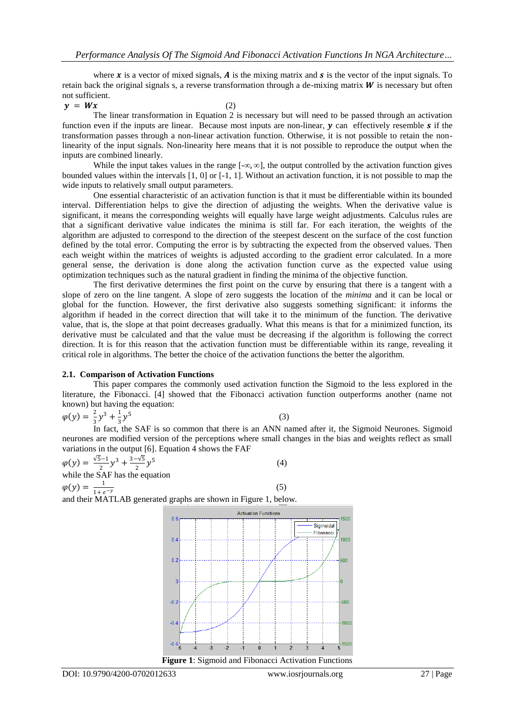where $\boldsymbol{x}$ is a vector of mixed signals, $\boldsymbol{A}$ is the mixing matrix and $\boldsymbol{s}$ is the vector of the input signals. To retain back the original signals s, a reverse transformation through a de-mixing matrix $\boldsymbol{W}$ is necessary but often not sufficient.

$$\boldsymbol{y} = \boldsymbol{W}\boldsymbol{x} \qquad (2)$$

The linear transformation in Equation 2 is necessary but will need to be passed through an activation function even if the inputs are linear. Because most inputs are non-linear, $\boldsymbol{y}$ can effectively resemble $\boldsymbol{s}$ if the transformation passes through a non-linear activation function. Otherwise, it is not possible to retain the non-linearity of the input signals. Non-linearity here means that it is not possible to reproduce the output when the inputs are combined linearly.

While the input takes values in the range $[-\infty, \infty]$, the output controlled by the activation function gives bounded values within the intervals [1, 0] or [-1, 1]. Without an activation function, it is not possible to map the wide inputs to relatively small output parameters.

One essential characteristic of an activation function is that it must be differentiable within its bounded interval. Differentiation helps to give the direction of adjusting the weights. When the derivative value is significant, it means the corresponding weights will equally have large weight adjustments. Calculus rules are that a significant derivative value indicates the minima is still far. For each iteration, the weights of the algorithm are adjusted to correspond to the direction of the steepest descent on the surface of the cost function defined by the total error. Computing the error is by subtracting the expected from the observed values. Then each weight within the matrices of weights is adjusted according to the gradient error calculated. In a more general sense, the derivation is done along the activation function curve as the expected value using optimization techniques such as the natural gradient in finding the minima of the objective function.

The first derivative determines the first point on the curve by ensuring that there is a tangent with a slope of zero on the line tangent. A slope of zero suggests the location of the *minima* and it can be local or global for the function. However, the first derivative also suggests something significant: it informs the algorithm if headed in the correct direction that will take it to the minimum of the function. The derivative value, that is, the slope at that point decreases gradually. What this means is that for a minimized function, its derivative must be calculated and that the value must be decreasing if the algorithm is following the correct direction. It is for this reason that the activation function must be differentiable within its range, revealing it critical role in algorithms. The better the choice of the activation functions the better the algorithm.

### 2.1. Comparison of Activation Functions

This paper compares the commonly used activation function the Sigmoid to the less explored in the literature, the Fibonacci. [4] showed that the Fibonacci activation function outperforms another (name not known) but having the equation:

$$\varphi(y) = \frac{2}{3}y^3 + \frac{1}{3}y^5 \qquad (3)$$

In fact, the SAF is so common that there is an ANN named after it, the Sigmoid Neurones. Sigmoid neurones are modified version of the perceptions where small changes in the bias and weights reflect as small variations in the output [6]. Equation 4 shows the FAF

$$\varphi(y) = \frac{\sqrt{5}-1}{2}y^3 + \frac{3-\sqrt{5}}{2}y^5 \qquad (4)$$

while the SAF has the equation

$$\varphi(y) = \frac{1}{1+e^{-y}} \qquad (5)$$

and their MATLAB generated graphs are shown in Figure 1, below.

**Figure 1**: Sigmoid and Fibonacci Activation Functions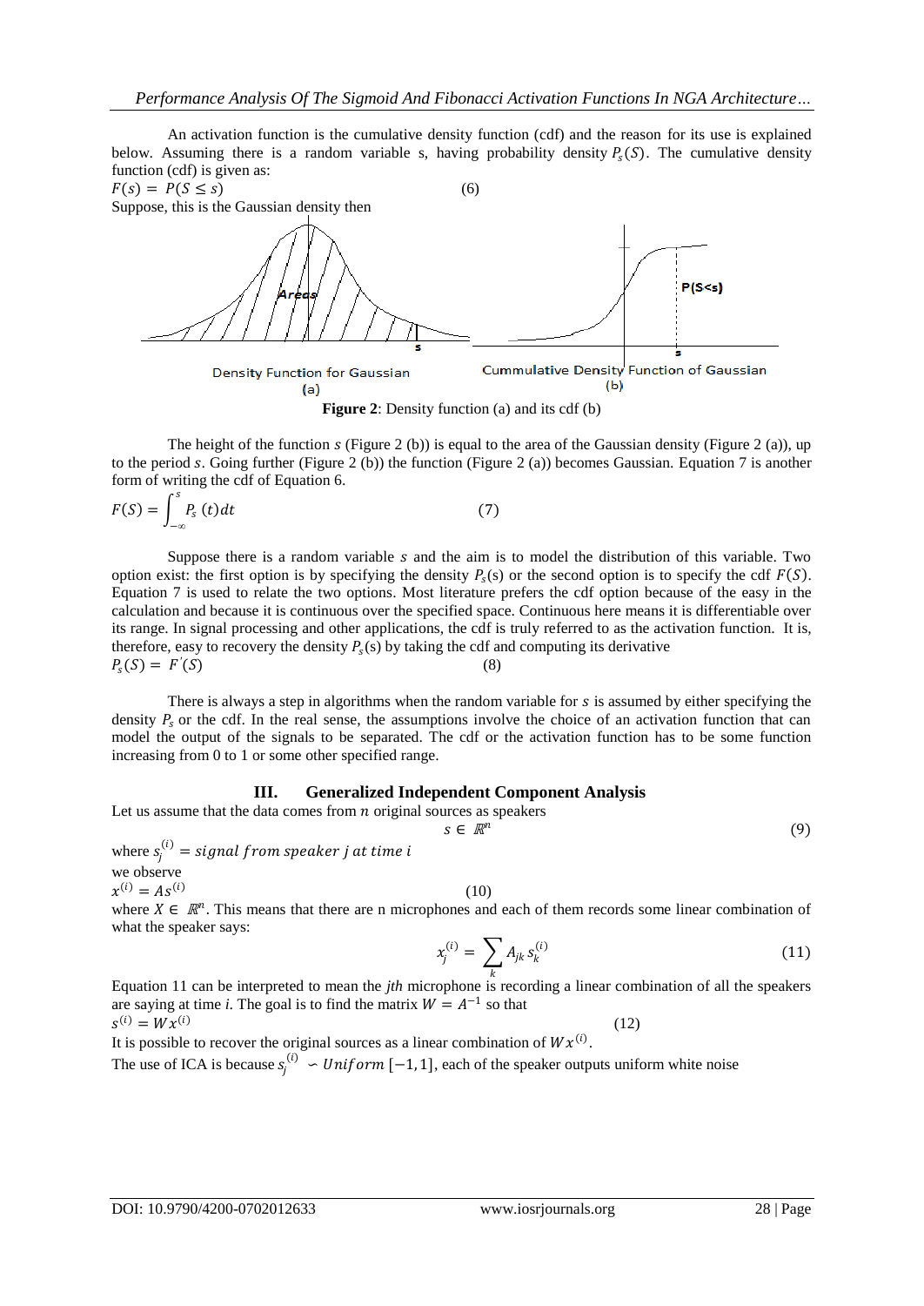An activation function is the cumulative density function (cdf) and the reason for its use is explained below. Assuming there is a random variable s, having probability density $P_s(S)$. The cumulative density function (cdf) is given as:

$$F(s) = P(S \leq s) \qquad (6)$$

Suppose, this is the Gaussian density then

Density Function for Gaussian (a)

Cummulative Density Function of Gaussian (b)

**Figure 2**: Density function (a) and its cdf (b)

The height of the function $s$ (Figure 2 (b)) is equal to the area of the Gaussian density (Figure 2 (a)), up to the period $s$. Going further (Figure 2 (b)) the function (Figure 2 (a)) becomes Gaussian. Equation 7 is another form of writing the cdf of Equation 6.

$$F(S) = \int_{-\infty}^{s} P_s(t)dt \qquad (7)$$

Suppose there is a random variable $s$ and the aim is to model the distribution of this variable. Two option exist: the first option is by specifying the density $P_s(s)$ or the second option is to specify the cdf $F(S)$. Equation 7 is used to relate the two options. Most literature prefers the cdf option because of the easy in the calculation and because it is continuous over the specified space. Continuous here means it is differentiable over its range. In signal processing and other applications, the cdf is truly referred to as the activation function. It is, therefore, easy to recovery the density $P_s(s)$ by taking the cdf and computing its derivative

$$P_s(S) = F'(S) \qquad (8)$$

There is always a step in algorithms when the random variable for $s$ is assumed by either specifying the density $P_s$ or the cdf. In the real sense, the assumptions involve the choice of an activation function that can model the output of the signals to be separated. The cdf or the activation function has to be some function increasing from 0 to 1 or some other specified range.

## III. Generalized Independent Component Analysis

Let us assume that the data comes from $n$ original sources as speakers

$$s \in \mathbb{R}^n \qquad (9)$$

where $s_j^{(i)} = signal\ from\ speaker\ j\ at\ time\ i$

we observe

$$x^{(i)} = As^{(i)} \qquad (10)$$

where $X \in \mathbb{R}^n$. This means that there are n microphones and each of them records some linear combination of what the speaker says:

$$x_j^{(i)} = \sum_k A_{jk} s_k^{(i)} \qquad (11)$$

Equation 11 can be interpreted to mean the *jth* microphone is recording a linear combination of all the speakers are saying at time *i*. The goal is to find the matrix $W = A^{-1}$ so that

$$s^{(i)} = Wx^{(i)} \qquad (12)$$

It is possible to recover the original sources as a linear combination of $Wx^{(i)}$.

The use of ICA is because $s_j^{(i)} \backsim Uniform\ [-1, 1]$, each of the speaker outputs uniform white noise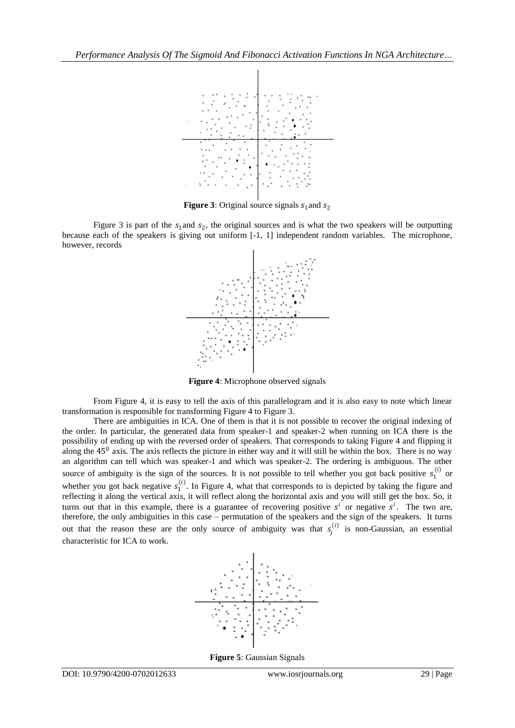**Figure 3**: Original source signals $s_1$ and $s_2$

Figure 3 is part of the $s_1$ and $s_2$, the original sources and is what the two speakers will be outputting because each of the speakers is giving out uniform [-1, 1] independent random variables. The microphone, however, records

**Figure 4**: Microphone observed signals

From Figure 4, it is easy to tell the axis of this parallelogram and it is also easy to note which linear transformation is responsible for transforming Figure 4 to Figure 3.

There are ambiguities in ICA. One of them is that it is not possible to recover the original indexing of the order. In particular, the generated data from speaker-1 and speaker-2 when running on ICA there is the possibility of ending up with the reversed order of speakers. That corresponds to taking Figure 4 and flipping it along the $45^0$ axis. The axis reflects the picture in either way and it will still be within the box. There is no way an algorithm can tell which was speaker-1 and which was speaker-2. The ordering is ambiguous. The other source of ambiguity is the sign of the sources. It is not possible to tell whether you got back positive $s_1^{(i)}$ or whether you got back negative $s_1^{(i)}$. In Figure 4, what that corresponds to is depicted by taking the figure and reflecting it along the vertical axis, it will reflect along the horizontal axis and you will still get the box. So, it turns out that in this example, there is a guarantee of recovering positive $s^i$ or negative $s^i$. The two are, therefore, the only ambiguities in this case – permutation of the speakers and the sign of the speakers. It turns out that the reason these are the only source of ambiguity was that $s_j^{(i)}$ is non-Gaussian, an essential characteristic for ICA to work.

**Figure 5**: Gaussian Signals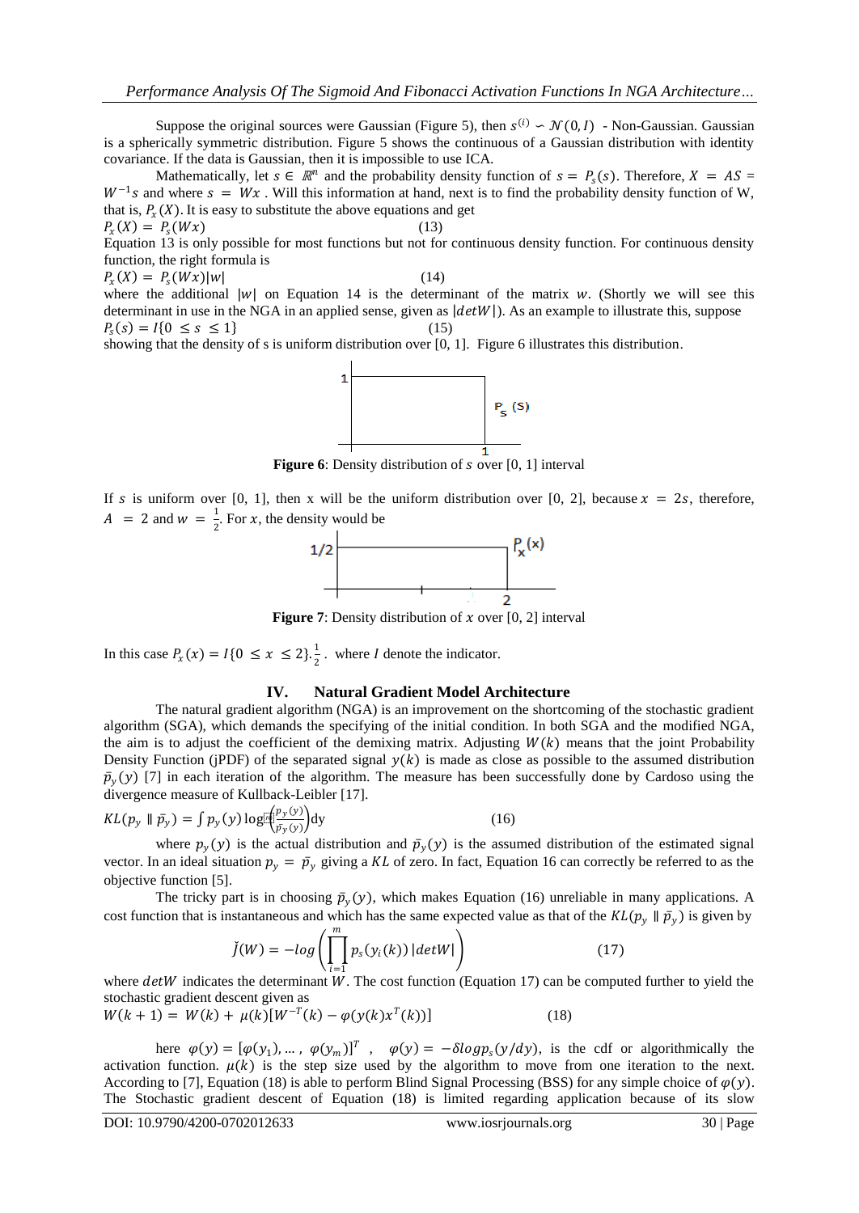Suppose the original sources were Gaussian (Figure 5), then $s^{(i)} \backsim \mathcal{N}(0, I)$ - Non-Gaussian. Gaussian is a spherically symmetric distribution. Figure 5 shows the continuous of a Gaussian distribution with identity covariance. If the data is Gaussian, then it is impossible to use ICA.

Mathematically, let $s \in \mathbb{R}^n$ and the probability density function of $s = P_s(s)$. Therefore, $X = AS = W^{-1}s$ and where $s = Wx$. Will this information at hand, next is to find the probability density function of W, that is, $P_x(X)$. It is easy to substitute the above equations and get

$$P_x(X) = P_s(Wx) \tag{13}$$

Equation 13 is only possible for most functions but not for continuous density function. For continuous density function, the right formula is

$$P_x(X) = P_s(Wx)|w| \tag{14}$$

where the additional $|w|$ on Equation 14 is the determinant of the matrix $w$. (Shortly we will see this determinant in use in the NGA in an applied sense, given as $|detW|$). As an example to illustrate this, suppose

$$P_s(s) = I\{0 \leq s \leq 1\} \tag{15}$$

showing that the density of s is uniform distribution over [0, 1]. Figure 6 illustrates this distribution.

**Figure 6**: Density distribution of $s$ over [0, 1] interval

If $s$ is uniform over [0, 1], then x will be the uniform distribution over [0, 2], because $x = 2s$, therefore, $A = 2$ and $w = \frac{1}{2}$. For $x$, the density would be

**Figure 7**: Density distribution of $x$ over [0, 2] interval

In this case $P_x(x) = I\{0 \leq x \leq 2\}.\frac{1}{2}$. where $I$ denote the indicator.

## IV. Natural Gradient Model Architecture

The natural gradient algorithm (NGA) is an improvement on the shortcoming of the stochastic gradient algorithm (SGA), which demands the specifying of the initial condition. In both SGA and the modified NGA, the aim is to adjust the coefficient of the demixing matrix. Adjusting $W(k)$ means that the joint Probability Density Function (jPDF) of the separated signal $y(k)$ is made as close as possible to the assumed distribution $\bar{p}_y(y)$ [7] in each iteration of the algorithm. The measure has been successfully done by Cardoso using the divergence measure of Kullback-Leibler [17].

$$KL(p_y \parallel \bar{p}_y) = \int p_y(y) \log\left(\frac{p_y(y)}{\bar{p}_y(y)}\right) dy \tag{16}$$

where $p_y(y)$ is the actual distribution and $\bar{p}_y(y)$ is the assumed distribution of the estimated signal vector. In an ideal situation $p_y = \bar{p}_y$ giving a $KL$ of zero. In fact, Equation 16 can correctly be referred to as the objective function [5].

The tricky part is in choosing $\bar{p}_y(y)$, which makes Equation (16) unreliable in many applications. A cost function that is instantaneous and which has the same expected value as that of the $KL(p_y \parallel \bar{p}_y)$ is given by

$$\check{J}(W) = -log\left(\prod_{i=1}^{m} p_s(y_i(k))\,|detW|\right) \tag{17}$$

where $detW$ indicates the determinant $W$. The cost function (Equation 17) can be computed further to yield the stochastic gradient descent given as

$$W(k+1) = W(k) + \mu(k)[W^{-T}(k) - \varphi(y(k)x^T(k))] \tag{18}$$

here $\varphi(y) = [\varphi(y_1), \ldots, \varphi(y_m)]^T$ , $\varphi(y) = -\delta logp_s(y/dy)$, is the cdf or algorithmically the activation function. $\mu(k)$ is the step size used by the algorithm to move from one iteration to the next. According to [7], Equation (18) is able to perform Blind Signal Processing (BSS) for any simple choice of $\varphi(y)$. The Stochastic gradient descent of Equation (18) is limited regarding application because of its slow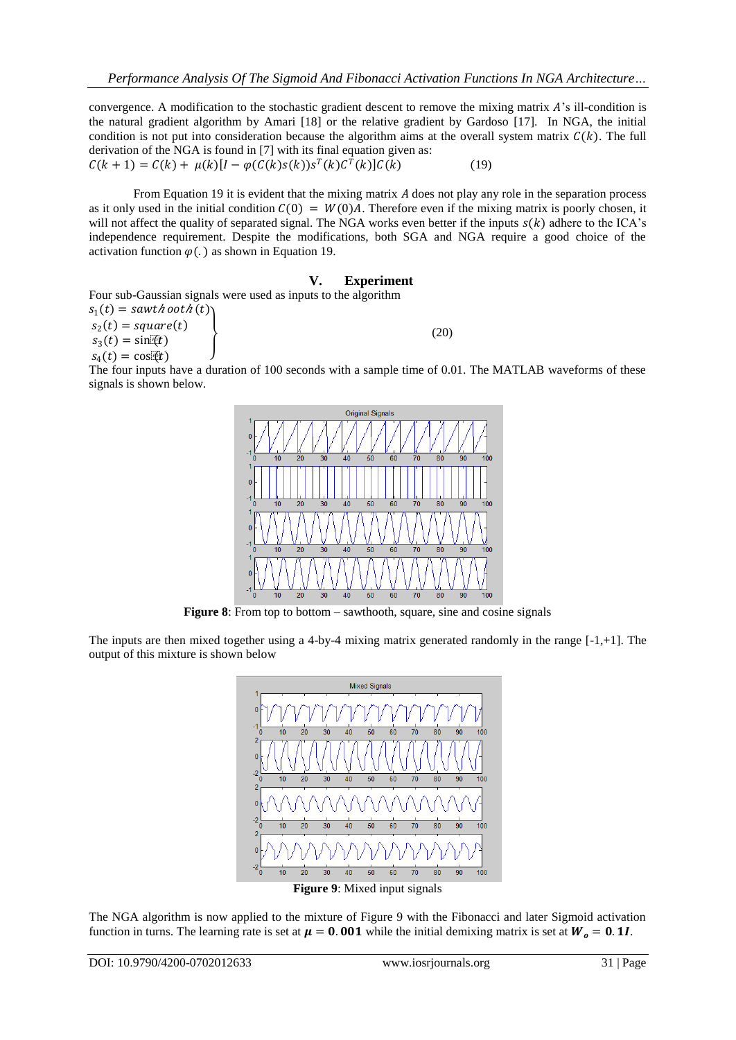convergence. A modification to the stochastic gradient descent to remove the mixing matrix $A$'s ill-condition is the natural gradient algorithm by Amari [18] or the relative gradient by Gardoso [17]. In NGA, the initial condition is not put into consideration because the algorithm aims at the overall system matrix $C(k)$. The full derivation of the NGA is found in [7] with its final equation given as:

$$C(k+1) = C(k) + \mu(k)[I - \varphi(C(k)s(k))s^T(k)C^T(k)]C(k) \qquad (19)$$

From Equation 19 it is evident that the mixing matrix $A$ does not play any role in the separation process as it only used in the initial condition $C(0) = W(0)A$. Therefore even if the mixing matrix is poorly chosen, it will not affect the quality of separated signal. The NGA works even better if the inputs $s(k)$ adhere to the ICA's independence requirement. Despite the modifications, both SGA and NGA require a good choice of the activation function $\varphi(.)$ as shown in Equation 19.

## V. Experiment

Four sub-Gaussian signals were used as inputs to the algorithm

$$\left.\begin{aligned} s_1(t) &= sawtooth(t) \\ s_2(t) &= square(t) \\ s_3(t) &= \sin(t) \\ s_4(t) &= \cos(t) \end{aligned}\right\} \qquad (20)$$

The four inputs have a duration of 100 seconds with a sample time of 0.01. The MATLAB waveforms of these signals is shown below.

**Figure 8**: From top to bottom – sawthooth, square, sine and cosine signals

The inputs are then mixed together using a 4-by-4 mixing matrix generated randomly in the range [-1,+1]. The output of this mixture is shown below

**Figure 9**: Mixed input signals

The NGA algorithm is now applied to the mixture of Figure 9 with the Fibonacci and later Sigmoid activation function in turns. The learning rate is set at $\boldsymbol{\mu = 0.001}$ while the initial demixing matrix is set at $\boldsymbol{W_o = 0.1I}$.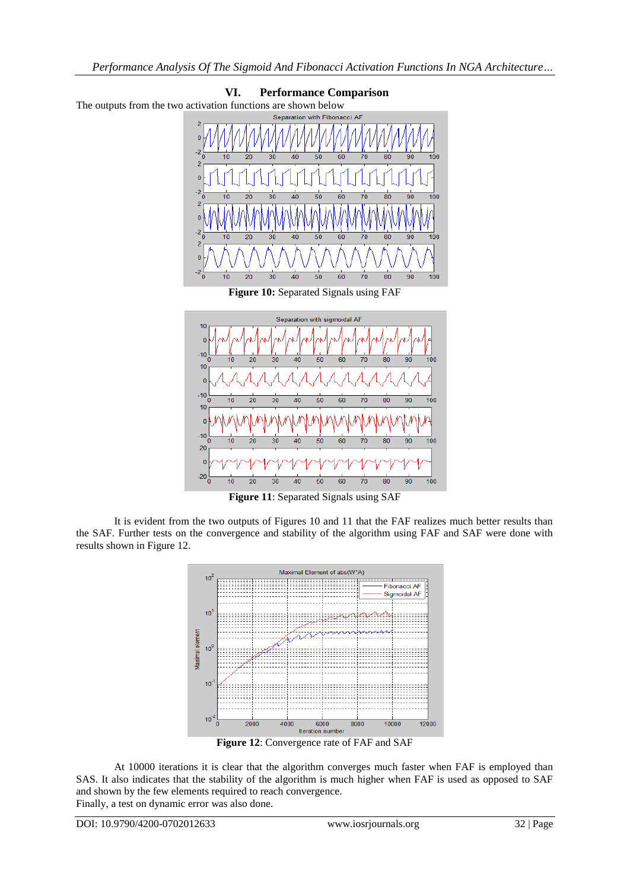## VI. Performance Comparison

The outputs from the two activation functions are shown below

**Figure 10:** Separated Signals using FAF

**Figure 11**: Separated Signals using SAF

It is evident from the two outputs of Figures 10 and 11 that the FAF realizes much better results than the SAF. Further tests on the convergence and stability of the algorithm using FAF and SAF were done with results shown in Figure 12.

**Figure 12**: Convergence rate of FAF and SAF

At 10000 iterations it is clear that the algorithm converges much faster when FAF is employed than SAS. It also indicates that the stability of the algorithm is much higher when FAF is used as opposed to SAF and shown by the few elements required to reach convergence.

Finally, a test on dynamic error was also done.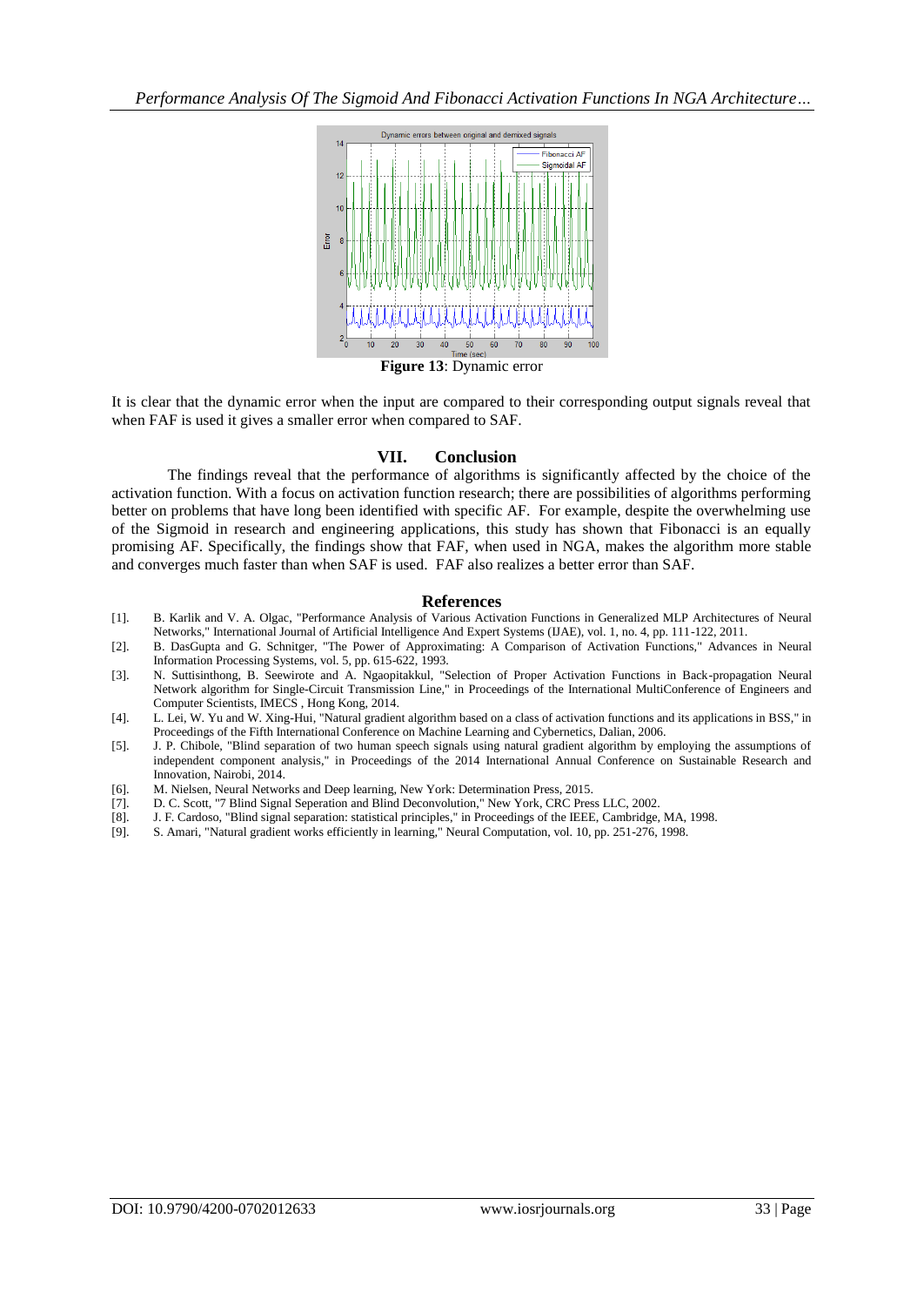Dynamic errors between original and demixed signals

Fibonacci AF

Sigmoidal AF

Error

Time (sec)

14
12
10
8
6
4
2

0 10 20 30 40 50 60 70 80 90 100

**Figure 13**: Dynamic error

It is clear that the dynamic error when the input are compared to their corresponding output signals reveal that when FAF is used it gives a smaller error when compared to SAF.

## VII. Conclusion

The findings reveal that the performance of algorithms is significantly affected by the choice of the activation function. With a focus on activation function research; there are possibilities of algorithms performing better on problems that have long been identified with specific AF. For example, despite the overwhelming use of the Sigmoid in research and engineering applications, this study has shown that Fibonacci is an equally promising AF. Specifically, the findings show that FAF, when used in NGA, makes the algorithm more stable and converges much faster than when SAF is used. FAF also realizes a better error than SAF.

## References

[1]. B. Karlik and V. A. Olgac, "Performance Analysis of Various Activation Functions in Generalized MLP Architectures of Neural Networks," International Journal of Artificial Intelligence And Expert Systems (IJAE), vol. 1, no. 4, pp. 111-122, 2011.

[2]. B. DasGupta and G. Schnitger, "The Power of Approximating: A Comparison of Activation Functions," Advances in Neural Information Processing Systems, vol. 5, pp. 615-622, 1993.

[3]. N. Suttisinthong, B. Seewirote and A. Ngaopitakkul, "Selection of Proper Activation Functions in Back-propagation Neural Network algorithm for Single-Circuit Transmission Line," in Proceedings of the International MultiConference of Engineers and Computer Scientists, IMECS , Hong Kong, 2014.

[4]. L. Lei, W. Yu and W. Xing-Hui, "Natural gradient algorithm based on a class of activation functions and its applications in BSS," in Proceedings of the Fifth International Conference on Machine Learning and Cybernetics, Dalian, 2006.

[5]. J. P. Chibole, "Blind separation of two human speech signals using natural gradient algorithm by employing the assumptions of independent component analysis," in Proceedings of the 2014 International Annual Conference on Sustainable Research and Innovation, Nairobi, 2014.

[6]. M. Nielsen, Neural Networks and Deep learning, New York: Determination Press, 2015.

[7]. D. C. Scott, "7 Blind Signal Seperation and Blind Deconvolution," New York, CRC Press LLC, 2002.

[8]. J. F. Cardoso, "Blind signal separation: statistical principles," in Proceedings of the IEEE, Cambridge, MA, 1998.

[9]. S. Amari, "Natural gradient works efficiently in learning," Neural Computation, vol. 10, pp. 251-276, 1998.